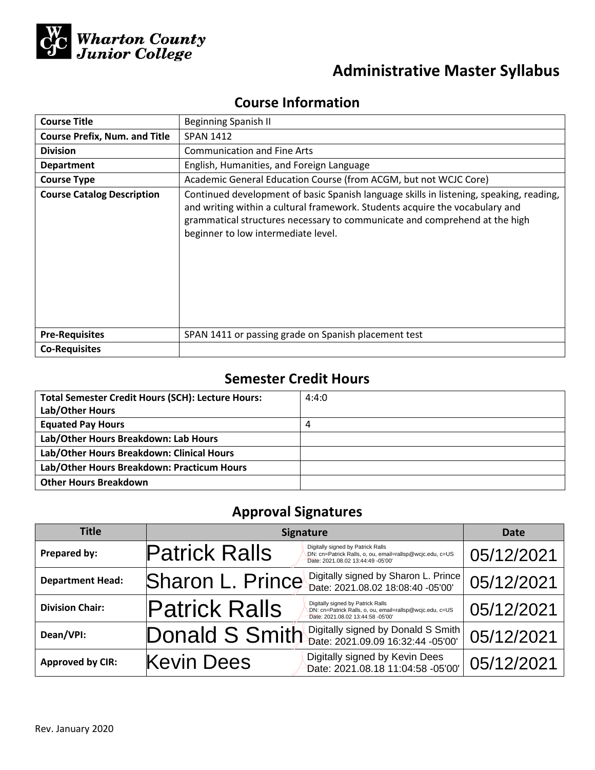Wharton County Junior College

# Administrative Master Syllabus

## Course Information

| | |
|---|---|
| **Course Title** | Beginning Spanish II |
| **Course Prefix, Num. and Title** | SPAN 1412 |
| **Division** | Communication and Fine Arts |
| **Department** | English, Humanities, and Foreign Language |
| **Course Type** | Academic General Education Course (from ACGM, but not WCJC Core) |
| **Course Catalog Description** | Continued development of basic Spanish language skills in listening, speaking, reading, and writing within a cultural framework. Students acquire the vocabulary and grammatical structures necessary to communicate and comprehend at the high beginner to low intermediate level. |
| **Pre-Requisites** | SPAN 1411 or passing grade on Spanish placement test |
| **Co-Requisites** | |

## Semester Credit Hours

| | |
|---|---|
| **Total Semester Credit Hours (SCH): Lecture Hours: Lab/Other Hours** | 4:4:0 |
| **Equated Pay Hours** | 4 |
| **Lab/Other Hours Breakdown: Lab Hours** | |
| **Lab/Other Hours Breakdown: Clinical Hours** | |
| **Lab/Other Hours Breakdown: Practicum Hours** | |
| **Other Hours Breakdown** | |

## Approval Signatures

| Title | Signature | Date |
|---|---|---|
| **Prepared by:** | Patrick Ralls — Digitally signed by Patrick Ralls DN: cn=Patrick Ralls, o, ou, email=rallsp@wcjc.edu, c=US Date: 2021.08.02 13:44:49 -05'00' | 05/12/2021 |
| **Department Head:** | Sharon L. Prince — Digitally signed by Sharon L. Prince Date: 2021.08.02 18:08:40 -05'00' | 05/12/2021 |
| **Division Chair:** | Patrick Ralls — Digitally signed by Patrick Ralls DN: cn=Patrick Ralls, o, ou, email=rallsp@wcjc.edu, c=US Date: 2021.08.02 13:44:58 -05'00' | 05/12/2021 |
| **Dean/VPI:** | Donald S Smith — Digitally signed by Donald S Smith Date: 2021.09.09 16:32:44 -05'00' | 05/12/2021 |
| **Approved by CIR:** | Kevin Dees — Digitally signed by Kevin Dees Date: 2021.08.18 11:04:58 -05'00' | 05/12/2021 |

Rev. January 2020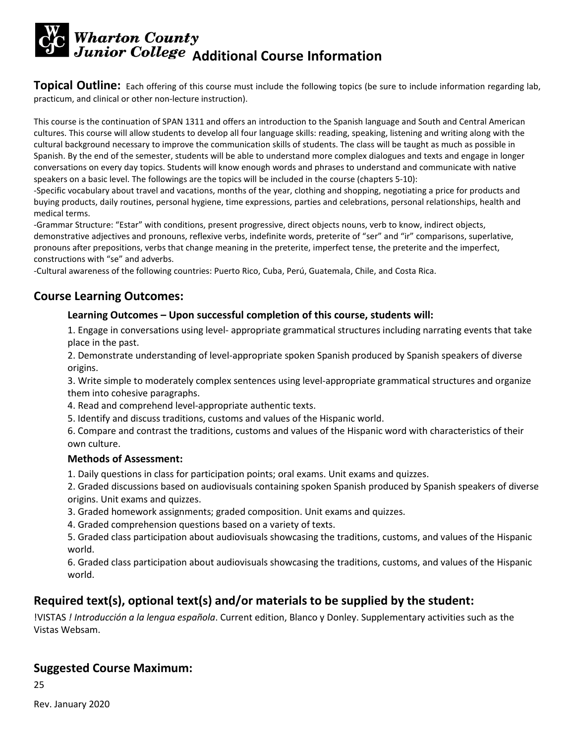# Wharton County Junior College Additional Course Information

**Topical Outline:** Each offering of this course must include the following topics (be sure to include information regarding lab, practicum, and clinical or other non-lecture instruction).

This course is the continuation of SPAN 1311 and offers an introduction to the Spanish language and South and Central American cultures. This course will allow students to develop all four language skills: reading, speaking, listening and writing along with the cultural background necessary to improve the communication skills of students. The class will be taught as much as possible in Spanish. By the end of the semester, students will be able to understand more complex dialogues and texts and engage in longer conversations on every day topics. Students will know enough words and phrases to understand and communicate with native speakers on a basic level. The followings are the topics will be included in the course (chapters 5-10):

-Specific vocabulary about travel and vacations, months of the year, clothing and shopping, negotiating a price for products and buying products, daily routines, personal hygiene, time expressions, parties and celebrations, personal relationships, health and medical terms.

-Grammar Structure: "Estar" with conditions, present progressive, direct objects nouns, verb to know, indirect objects, demonstrative adjectives and pronouns, reflexive verbs, indefinite words, preterite of "ser" and "ir" comparisons, superlative, pronouns after prepositions, verbs that change meaning in the preterite, imperfect tense, the preterite and the imperfect, constructions with "se" and adverbs.

-Cultural awareness of the following countries: Puerto Rico, Cuba, Perú, Guatemala, Chile, and Costa Rica.

## Course Learning Outcomes:

### Learning Outcomes – Upon successful completion of this course, students will:

1. Engage in conversations using level- appropriate grammatical structures including narrating events that take place in the past.
2. Demonstrate understanding of level-appropriate spoken Spanish produced by Spanish speakers of diverse origins.
3. Write simple to moderately complex sentences using level-appropriate grammatical structures and organize them into cohesive paragraphs.
4. Read and comprehend level-appropriate authentic texts.
5. Identify and discuss traditions, customs and values of the Hispanic world.
6. Compare and contrast the traditions, customs and values of the Hispanic word with characteristics of their own culture.

### Methods of Assessment:

1. Daily questions in class for participation points; oral exams. Unit exams and quizzes.
2. Graded discussions based on audiovisuals containing spoken Spanish produced by Spanish speakers of diverse origins. Unit exams and quizzes.
3. Graded homework assignments; graded composition. Unit exams and quizzes.
4. Graded comprehension questions based on a variety of texts.
5. Graded class participation about audiovisuals showcasing the traditions, customs, and values of the Hispanic world.
6. Graded class participation about audiovisuals showcasing the traditions, customs, and values of the Hispanic world.

## Required text(s), optional text(s) and/or materials to be supplied by the student:

!VISTAS *! Introducción a la lengua española*. Current edition, Blanco y Donley. Supplementary activities such as the Vistas Websam.

## Suggested Course Maximum:

25

Rev. January 2020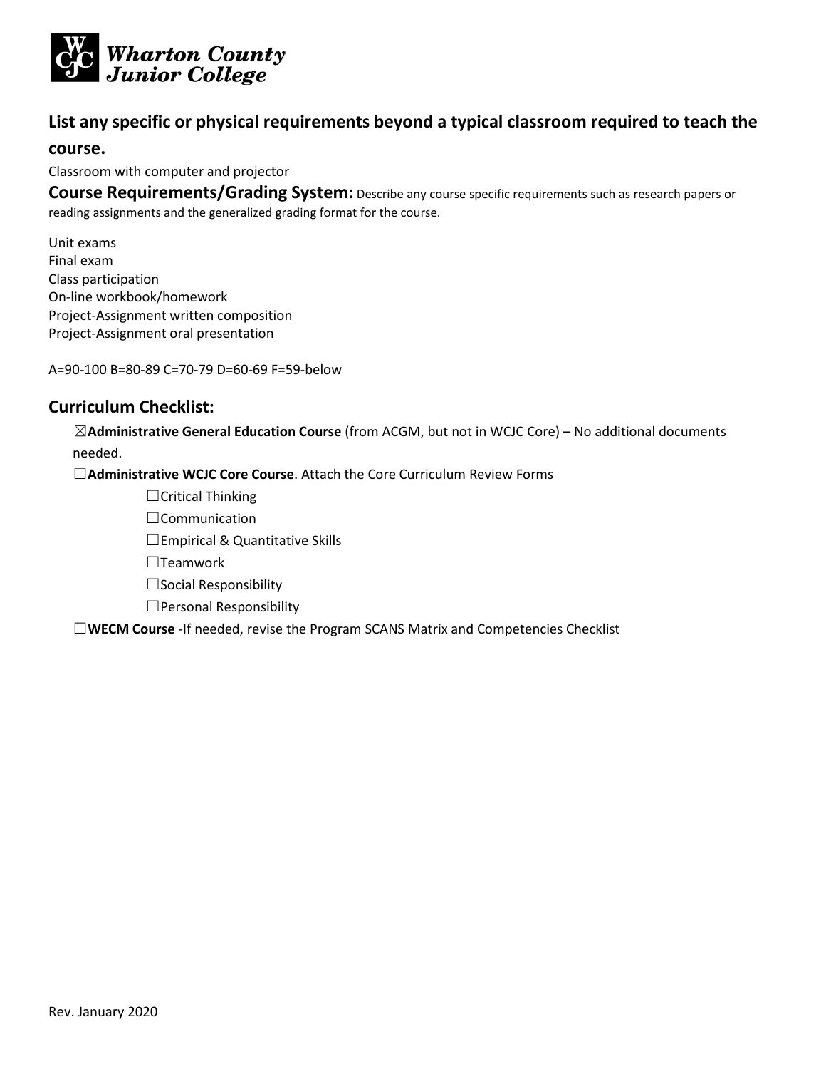## List any specific or physical requirements beyond a typical classroom required to teach the course.

Classroom with computer and projector

**Course Requirements/Grading System:** Describe any course specific requirements such as research papers or reading assignments and the generalized grading format for the course.

Unit exams
Final exam
Class participation
On-line workbook/homework
Project-Assignment written composition
Project-Assignment oral presentation

A=90-100 B=80-89 C=70-79 D=60-69 F=59-below

## Curriculum Checklist:

☒**Administrative General Education Course** (from ACGM, but not in WCJC Core) – No additional documents needed.

☐**Administrative WCJC Core Course**. Attach the Core Curriculum Review Forms

- ☐Critical Thinking
- ☐Communication
- ☐Empirical & Quantitative Skills
- ☐Teamwork
- ☐Social Responsibility
- ☐Personal Responsibility

☐**WECM Course** -If needed, revise the Program SCANS Matrix and Competencies Checklist

Rev. January 2020